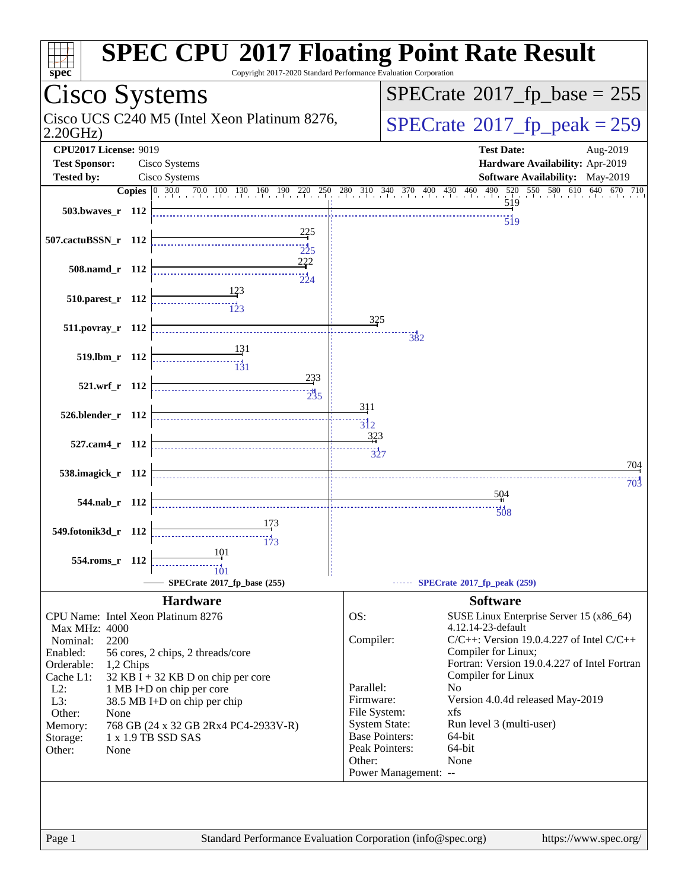# SPEC CPU 2017 Floating Point Rate Result

Copyright 2017-2020 Standard Performance Evaluation Corporation

## Cisco Systems

Cisco UCS C240 M5 (Intel Xeon Platinum 8276, 2.20GHz)

SPECrate 2017_fp_base = 255

SPECrate 2017_fp_peak = 259

**CPU2017 License:** 9019
**Test Sponsor:** Cisco Systems
**Tested by:** Cisco Systems

**Test Date:** Aug-2019
**Hardware Availability:** Apr-2019
**Software Availability:** May-2019

Copies 0 30.0 70.0 100 130 160 190 220 250 280 310 340 370 400 430 460 490 520 550 580 610 640 670 710

503.bwaves_r 112 519 519
507.cactuBSSN_r 112 225 225
508.namd_r 112 222 224
510.parest_r 112 123 123
511.povray_r 112 325 382
519.lbm_r 112 131 131
521.wrf_r 112 233 235
526.blender_r 112 311 312
527.cam4_r 112 323 327
538.imagick_r 112 704 703
544.nab_r 112 504 508
549.fotonik3d_r 112 173 173
554.roms_r 112 101 101

SPECrate 2017_fp_base (255)
SPECrate 2017_fp_peak (259)

### Hardware

| | |
|---|---|
| CPU Name: | Intel Xeon Platinum 8276 |
| Max MHz: | 4000 |
| Nominal: | 2200 |
| Enabled: | 56 cores, 2 chips, 2 threads/core |
| Orderable: | 1,2 Chips |
| Cache L1: | 32 KB I + 32 KB D on chip per core |
| L2: | 1 MB I+D on chip per core |
| L3: | 38.5 MB I+D on chip per chip |
| Other: | None |
| Memory: | 768 GB (24 x 32 GB 2Rx4 PC4-2933V-R) |
| Storage: | 1 x 1.9 TB SSD SAS |
| Other: | None |

### Software

| | |
|---|---|
| OS: | SUSE Linux Enterprise Server 15 (x86_64) 4.12.14-23-default |
| Compiler: | C/C++: Version 19.0.4.227 of Intel C/C++ Compiler for Linux; Fortran: Version 19.0.4.227 of Intel Fortran Compiler for Linux |
| Parallel: | No |
| Firmware: | Version 4.0.4d released May-2019 |
| File System: | xfs |
| System State: | Run level 3 (multi-user) |
| Base Pointers: | 64-bit |
| Peak Pointers: | 64-bit |
| Other: | None |
| Power Management: | -- |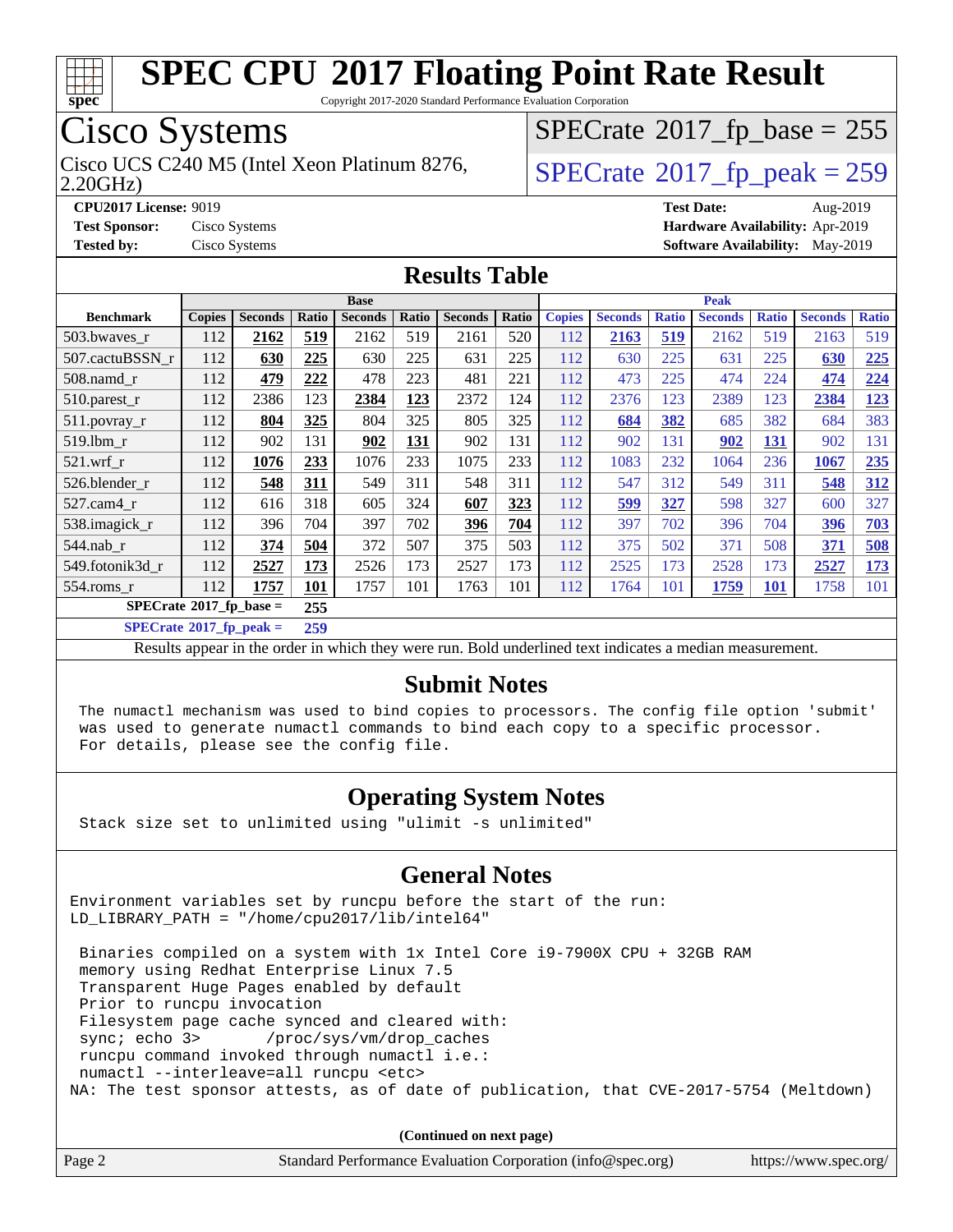# SPEC CPU 2017 Floating Point Rate Result

Copyright 2017-2020 Standard Performance Evaluation Corporation

## Cisco Systems

Cisco UCS C240 M5 (Intel Xeon Platinum 8276, 2.20GHz)

SPECrate 2017_fp_base = 255

SPECrate 2017_fp_peak = 259

**CPU2017 License:** 9019
**Test Sponsor:** Cisco Systems
**Tested by:** Cisco Systems

**Test Date:** Aug-2019
**Hardware Availability:** Apr-2019
**Software Availability:** May-2019

## Results Table

| Benchmark | Base | | | | | | | Peak | | | | | | |
|---|---|---|---|---|---|---|---|---|---|---|---|---|---|---|
| | Copies | Seconds | Ratio | Seconds | Ratio | Seconds | Ratio | Copies | Seconds | Ratio | Seconds | Ratio | Seconds | Ratio |
| 503.bwaves_r | 112 | **2162** | **519** | 2162 | 519 | 2161 | 520 | 112 | **2163** | **519** | 2162 | 519 | 2163 | 519 |
| 507.cactuBSSN_r | 112 | **630** | **225** | 630 | 225 | 631 | 225 | 112 | 630 | 225 | 631 | 225 | **630** | **225** |
| 508.namd_r | 112 | **479** | **222** | 478 | 223 | 481 | 221 | 112 | 473 | 225 | 474 | 224 | **474** | **224** |
| 510.parest_r | 112 | 2386 | 123 | **2384** | **123** | 2372 | 124 | 112 | 2376 | 123 | 2389 | 123 | **2384** | **123** |
| 511.povray_r | 112 | **804** | **325** | 804 | 325 | 805 | 325 | 112 | **684** | **382** | 685 | 382 | 684 | 383 |
| 519.lbm_r | 112 | 902 | 131 | **902** | **131** | 902 | 131 | 112 | 902 | 131 | **902** | **131** | 902 | 131 |
| 521.wrf_r | 112 | **1076** | **233** | 1076 | 233 | 1075 | 233 | 112 | 1083 | 232 | 1064 | 236 | **1067** | **235** |
| 526.blender_r | 112 | **548** | **311** | 549 | 311 | 548 | 311 | 112 | 547 | 312 | 549 | 311 | **548** | **312** |
| 527.cam4_r | 112 | 616 | 318 | 605 | 324 | **607** | **323** | 112 | **599** | **327** | 598 | 327 | 600 | 327 |
| 538.imagick_r | 112 | 396 | 704 | 397 | 702 | **396** | **704** | 112 | 397 | 702 | 396 | 704 | **396** | **703** |
| 544.nab_r | 112 | **374** | **504** | 372 | 507 | 375 | 503 | 112 | 375 | 502 | 371 | 508 | **371** | **508** |
| 549.fotonik3d_r | 112 | **2527** | **173** | 2526 | 173 | 2527 | 173 | 112 | 2525 | 173 | 2528 | 173 | **2527** | **173** |
| 554.roms_r | 112 | **1757** | **101** | 1757 | 101 | 1763 | 101 | 112 | 1764 | 101 | **1759** | **101** | 1758 | 101 |

**SPECrate 2017_fp_base = 255**

**SPECrate 2017_fp_peak = 259**

Results appear in the order in which they were run. Bold underlined text indicates a median measurement.

## Submit Notes

```
The numactl mechanism was used to bind copies to processors. The config file option 'submit'
was used to generate numactl commands to bind each copy to a specific processor.
For details, please see the config file.
```

## Operating System Notes

```
Stack size set to unlimited using "ulimit -s unlimited"
```

## General Notes

```
Environment variables set by runcpu before the start of the run:
LD_LIBRARY_PATH = "/home/cpu2017/lib/intel64"

 Binaries compiled on a system with 1x Intel Core i9-7900X CPU + 32GB RAM
 memory using Redhat Enterprise Linux 7.5
 Transparent Huge Pages enabled by default
 Prior to runcpu invocation
 Filesystem page cache synced and cleared with:
 sync; echo 3>       /proc/sys/vm/drop_caches
 runcpu command invoked through numactl i.e.:
 numactl --interleave=all runcpu <etc>
NA: The test sponsor attests, as of date of publication, that CVE-2017-5754 (Meltdown)
```

(Continued on next page)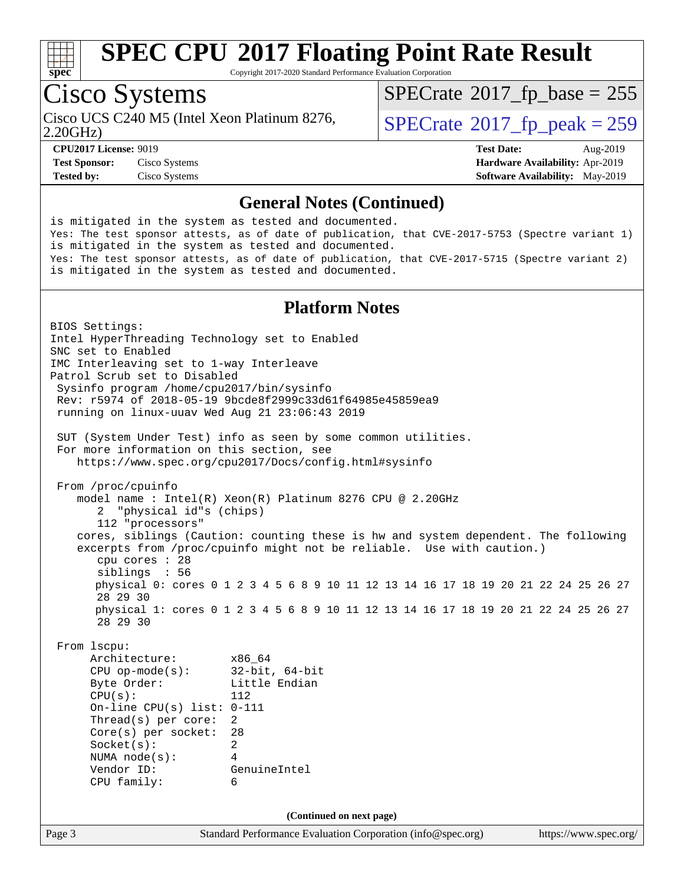## General Notes (Continued)

```
is mitigated in the system as tested and documented.
Yes: The test sponsor attests, as of date of publication, that CVE-2017-5753 (Spectre variant 1)
is mitigated in the system as tested and documented.
Yes: The test sponsor attests, as of date of publication, that CVE-2017-5715 (Spectre variant 2)
is mitigated in the system as tested and documented.
```

## Platform Notes

```
BIOS Settings:
Intel HyperThreading Technology set to Enabled
SNC set to Enabled
IMC Interleaving set to 1-way Interleave
Patrol Scrub set to Disabled
 Sysinfo program /home/cpu2017/bin/sysinfo
 Rev: r5974 of 2018-05-19 9bcde8f2999c33d61f64985e45859ea9
 running on linux-uuav Wed Aug 21 23:06:43 2019

 SUT (System Under Test) info as seen by some common utilities.
 For more information on this section, see
    https://www.spec.org/cpu2017/Docs/config.html#sysinfo

 From /proc/cpuinfo
    model name : Intel(R) Xeon(R) Platinum 8276 CPU @ 2.20GHz
       2  "physical id"s (chips)
       112 "processors"
    cores, siblings (Caution: counting these is hw and system dependent. The following
    excerpts from /proc/cpuinfo might not be reliable.  Use with caution.)
       cpu cores : 28
       siblings  : 56
       physical 0: cores 0 1 2 3 4 5 6 8 9 10 11 12 13 14 16 17 18 19 20 21 22 24 25 26 27
       28 29 30
       physical 1: cores 0 1 2 3 4 5 6 8 9 10 11 12 13 14 16 17 18 19 20 21 22 24 25 26 27
       28 29 30

 From lscpu:
      Architecture:        x86_64
      CPU op-mode(s):      32-bit, 64-bit
      Byte Order:          Little Endian
      CPU(s):              112
      On-line CPU(s) list: 0-111
      Thread(s) per core:  2
      Core(s) per socket:  28
      Socket(s):           2
      NUMA node(s):        4
      Vendor ID:           GenuineIntel
      CPU family:          6
```

(Continued on next page)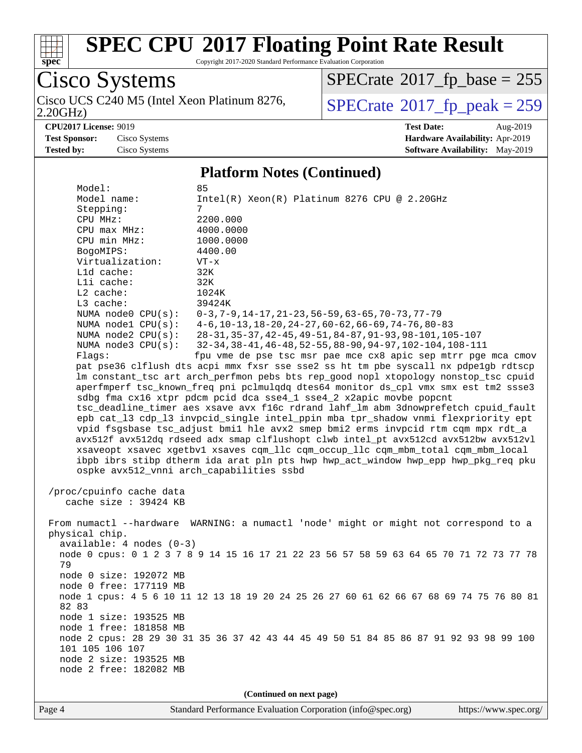# SPEC CPU 2017 Floating Point Rate Result

Copyright 2017-2020 Standard Performance Evaluation Corporation

**Cisco Systems**

Cisco UCS C240 M5 (Intel Xeon Platinum 8276, 2.20GHz)

SPECrate 2017_fp_base = 255

SPECrate 2017_fp_peak = 259

**CPU2017 License:** 9019
**Test Sponsor:** Cisco Systems
**Tested by:** Cisco Systems

**Test Date:** Aug-2019
**Hardware Availability:** Apr-2019
**Software Availability:** May-2019

## Platform Notes (Continued)

```
    Model:                 85
    Model name:            Intel(R) Xeon(R) Platinum 8276 CPU @ 2.20GHz
    Stepping:              7
    CPU MHz:               2200.000
    CPU max MHz:           4000.0000
    CPU min MHz:           1000.0000
    BogoMIPS:              4400.00
    Virtualization:        VT-x
    L1d cache:             32K
    L1i cache:             32K
    L2 cache:              1024K
    L3 cache:              39424K
    NUMA node0 CPU(s):     0-3,7-9,14-17,21-23,56-59,63-65,70-73,77-79
    NUMA node1 CPU(s):     4-6,10-13,18-20,24-27,60-62,66-69,74-76,80-83
    NUMA node2 CPU(s):     28-31,35-37,42-45,49-51,84-87,91-93,98-101,105-107
    NUMA node3 CPU(s):     32-34,38-41,46-48,52-55,88-90,94-97,102-104,108-111
    Flags:                 fpu vme de pse tsc msr pae mce cx8 apic sep mtrr pge mca cmov
    pat pse36 clflush dts acpi mmx fxsr sse sse2 ss ht tm pbe syscall nx pdpe1gb rdtscp
    lm constant_tsc art arch_perfmon pebs bts rep_good nopl xtopology nonstop_tsc cpuid
    aperfmperf tsc_known_freq pni pclmulqdq dtes64 monitor ds_cpl vmx smx est tm2 ssse3
    sdbg fma cx16 xtpr pdcm pcid dca sse4_1 sse4_2 x2apic movbe popcnt
    tsc_deadline_timer aes xsave avx f16c rdrand lahf_lm abm 3dnowprefetch cpuid_fault
    epb cat_l3 cdp_l3 invpcid_single intel_ppin mba tpr_shadow vnmi flexpriority ept
    vpid fsgsbase tsc_adjust bmi1 hle avx2 smep bmi2 erms invpcid rtm cqm mpx rdt_a
    avx512f avx512dq rdseed adx smap clflushopt clwb intel_pt avx512cd avx512bw avx512vl
    xsaveopt xsavec xgetbv1 xsaves cqm_llc cqm_occup_llc cqm_mbm_total cqm_mbm_local
    ibpb ibrs stibp dtherm ida arat pln pts hwp hwp_act_window hwp_epp hwp_pkg_req pku
    ospke avx512_vnni arch_capabilities ssbd

 /proc/cpuinfo cache data
    cache size : 39424 KB

 From numactl --hardware  WARNING: a numactl 'node' might or might not correspond to a
 physical chip.
   available: 4 nodes (0-3)
   node 0 cpus: 0 1 2 3 7 8 9 14 15 16 17 21 22 23 56 57 58 59 63 64 65 70 71 72 73 77 78
   79
   node 0 size: 192072 MB
   node 0 free: 177119 MB
   node 1 cpus: 4 5 6 10 11 12 13 18 19 20 24 25 26 27 60 61 62 66 67 68 69 74 75 76 80 81
   82 83
   node 1 size: 193525 MB
   node 1 free: 181858 MB
   node 2 cpus: 28 29 30 31 35 36 37 42 43 44 45 49 50 51 84 85 86 87 91 92 93 98 99 100
   101 105 106 107
   node 2 size: 193525 MB
   node 2 free: 182082 MB
```

**(Continued on next page)**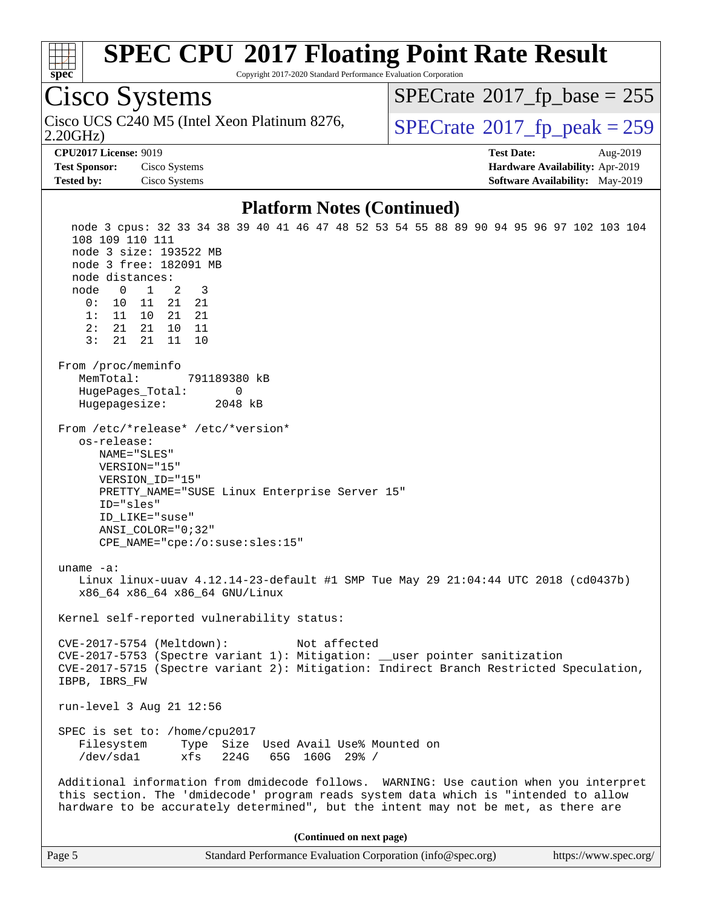# SPEC CPU 2017 Floating Point Rate Result

Copyright 2017-2020 Standard Performance Evaluation Corporation

## Cisco Systems

Cisco UCS C240 M5 (Intel Xeon Platinum 8276, 2.20GHz)

SPECrate 2017_fp_base = 255

SPECrate 2017_fp_peak = 259

**CPU2017 License:** 9019
**Test Sponsor:** Cisco Systems
**Tested by:** Cisco Systems

**Test Date:** Aug-2019
**Hardware Availability:** Apr-2019
**Software Availability:** May-2019

### Platform Notes (Continued)

```
   node 3 cpus: 32 33 34 38 39 40 41 46 47 48 52 53 54 55 88 89 90 94 95 96 97 102 103 104
   108 109 110 111
   node 3 size: 193522 MB
   node 3 free: 182091 MB
   node distances:
   node   0   1   2   3
     0:  10  11  21  21
     1:  11  10  21  21
     2:  21  21  10  11
     3:  21  21  11  10

 From /proc/meminfo
    MemTotal:       791189380 kB
    HugePages_Total:       0
    Hugepagesize:       2048 kB

 From /etc/*release* /etc/*version*
    os-release:
       NAME="SLES"
       VERSION="15"
       VERSION_ID="15"
       PRETTY_NAME="SUSE Linux Enterprise Server 15"
       ID="sles"
       ID_LIKE="suse"
       ANSI_COLOR="0;32"
       CPE_NAME="cpe:/o:suse:sles:15"

 uname -a:
    Linux linux-uuav 4.12.14-23-default #1 SMP Tue May 29 21:04:44 UTC 2018 (cd0437b)
    x86_64 x86_64 x86_64 GNU/Linux

 Kernel self-reported vulnerability status:

 CVE-2017-5754 (Meltdown):          Not affected
 CVE-2017-5753 (Spectre variant 1): Mitigation: __user pointer sanitization
 CVE-2017-5715 (Spectre variant 2): Mitigation: Indirect Branch Restricted Speculation,
 IBPB, IBRS_FW

 run-level 3 Aug 21 12:56

 SPEC is set to: /home/cpu2017
    Filesystem     Type  Size  Used Avail Use% Mounted on
    /dev/sda1      xfs   224G   65G  160G  29% /

 Additional information from dmidecode follows.  WARNING: Use caution when you interpret
 this section. The 'dmidecode' program reads system data which is "intended to allow
 hardware to be accurately determined", but the intent may not be met, as there are
```

**(Continued on next page)**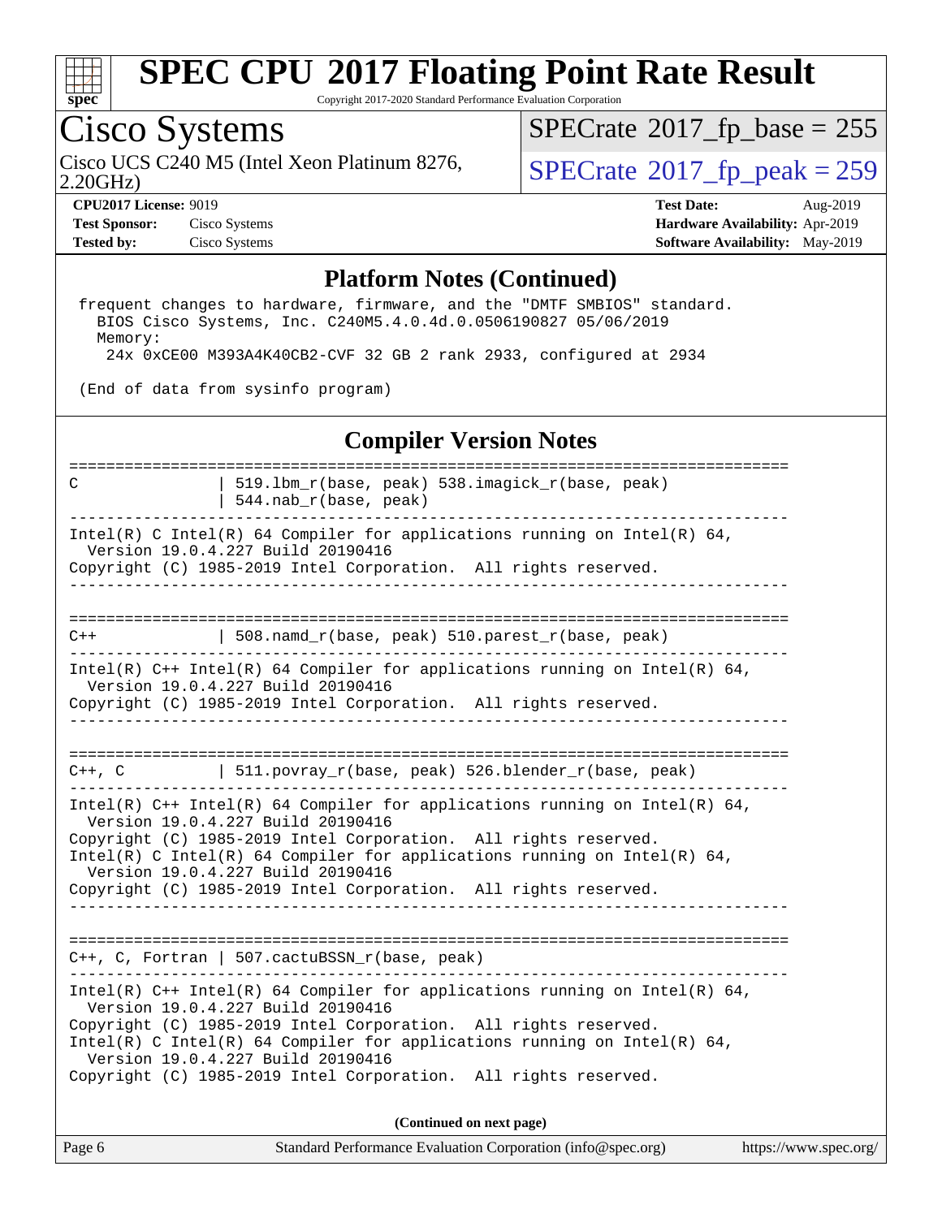## Platform Notes (Continued)

```
 frequent changes to hardware, firmware, and the "DMTF SMBIOS" standard.
   BIOS Cisco Systems, Inc. C240M5.4.0.4d.0.0506190827 05/06/2019
   Memory:
    24x 0xCE00 M393A4K40CB2-CVF 32 GB 2 rank 2933, configured at 2934

 (End of data from sysinfo program)
```

## Compiler Version Notes

```
==============================================================================
C               | 519.lbm_r(base, peak) 538.imagick_r(base, peak)
                | 544.nab_r(base, peak)
------------------------------------------------------------------------------
Intel(R) C Intel(R) 64 Compiler for applications running on Intel(R) 64,
  Version 19.0.4.227 Build 20190416
Copyright (C) 1985-2019 Intel Corporation.  All rights reserved.
------------------------------------------------------------------------------

==============================================================================
C++             | 508.namd_r(base, peak) 510.parest_r(base, peak)
------------------------------------------------------------------------------
Intel(R) C++ Intel(R) 64 Compiler for applications running on Intel(R) 64,
  Version 19.0.4.227 Build 20190416
Copyright (C) 1985-2019 Intel Corporation.  All rights reserved.
------------------------------------------------------------------------------

==============================================================================
C++, C          | 511.povray_r(base, peak) 526.blender_r(base, peak)
------------------------------------------------------------------------------
Intel(R) C++ Intel(R) 64 Compiler for applications running on Intel(R) 64,
  Version 19.0.4.227 Build 20190416
Copyright (C) 1985-2019 Intel Corporation.  All rights reserved.
Intel(R) C Intel(R) 64 Compiler for applications running on Intel(R) 64,
  Version 19.0.4.227 Build 20190416
Copyright (C) 1985-2019 Intel Corporation.  All rights reserved.
------------------------------------------------------------------------------

==============================================================================
C++, C, Fortran | 507.cactuBSSN_r(base, peak)
------------------------------------------------------------------------------
Intel(R) C++ Intel(R) 64 Compiler for applications running on Intel(R) 64,
  Version 19.0.4.227 Build 20190416
Copyright (C) 1985-2019 Intel Corporation.  All rights reserved.
Intel(R) C Intel(R) 64 Compiler for applications running on Intel(R) 64,
  Version 19.0.4.227 Build 20190416
Copyright (C) 1985-2019 Intel Corporation.  All rights reserved.
```

**(Continued on next page)**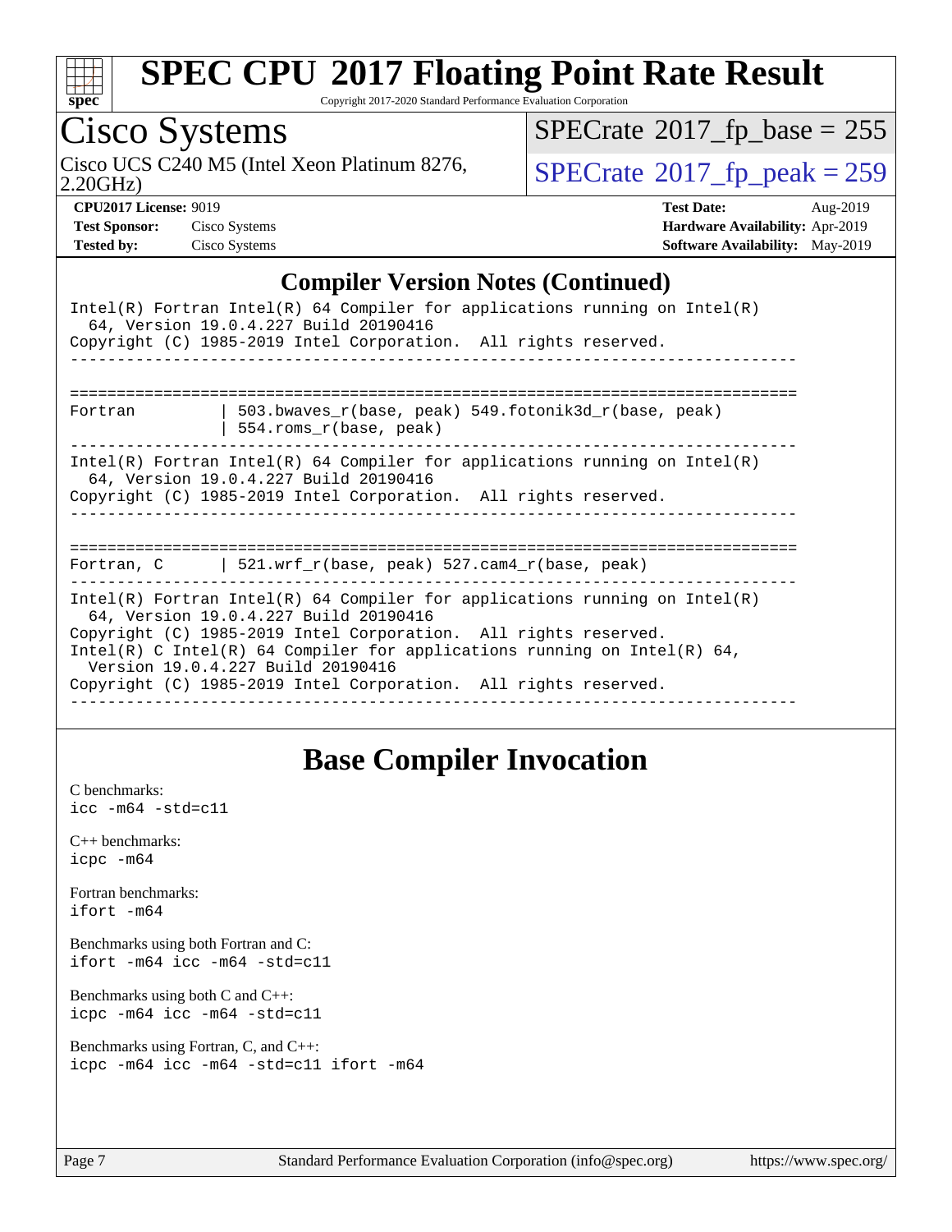## Compiler Version Notes (Continued)

```
Intel(R) Fortran Intel(R) 64 Compiler for applications running on Intel(R)
  64, Version 19.0.4.227 Build 20190416
Copyright (C) 1985-2019 Intel Corporation.  All rights reserved.
------------------------------------------------------------------------------

==============================================================================
Fortran         | 503.bwaves_r(base, peak) 549.fotonik3d_r(base, peak)
                | 554.roms_r(base, peak)
------------------------------------------------------------------------------
Intel(R) Fortran Intel(R) 64 Compiler for applications running on Intel(R)
  64, Version 19.0.4.227 Build 20190416
Copyright (C) 1985-2019 Intel Corporation.  All rights reserved.
------------------------------------------------------------------------------

==============================================================================
Fortran, C      | 521.wrf_r(base, peak) 527.cam4_r(base, peak)
------------------------------------------------------------------------------
Intel(R) Fortran Intel(R) 64 Compiler for applications running on Intel(R)
  64, Version 19.0.4.227 Build 20190416
Copyright (C) 1985-2019 Intel Corporation.  All rights reserved.
Intel(R) C Intel(R) 64 Compiler for applications running on Intel(R) 64,
  Version 19.0.4.227 Build 20190416
Copyright (C) 1985-2019 Intel Corporation.  All rights reserved.
------------------------------------------------------------------------------
```

## Base Compiler Invocation

C benchmarks:
`icc -m64 -std=c11`

C++ benchmarks:
`icpc -m64`

Fortran benchmarks:
`ifort -m64`

Benchmarks using both Fortran and C:
`ifort -m64 icc -m64 -std=c11`

Benchmarks using both C and C++:
`icpc -m64 icc -m64 -std=c11`

Benchmarks using Fortran, C, and C++:
`icpc -m64 icc -m64 -std=c11 ifort -m64`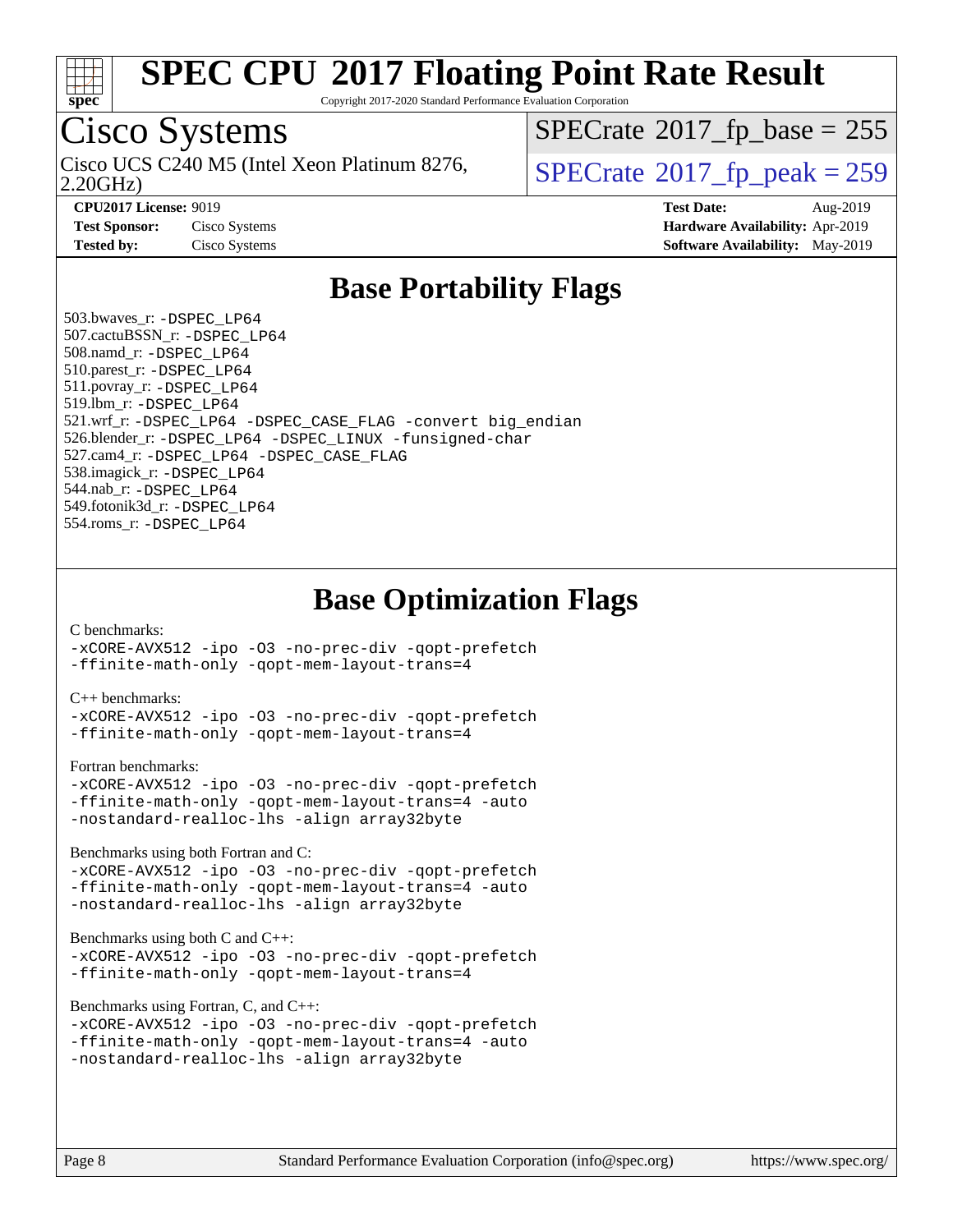# SPEC CPU 2017 Floating Point Rate Result

Copyright 2017-2020 Standard Performance Evaluation Corporation

## Cisco Systems

Cisco UCS C240 M5 (Intel Xeon Platinum 8276, 2.20GHz)

SPECrate 2017_fp_base = 255

SPECrate 2017_fp_peak = 259

**CPU2017 License:** 9019
**Test Sponsor:** Cisco Systems
**Tested by:** Cisco Systems

**Test Date:** Aug-2019
**Hardware Availability:** Apr-2019
**Software Availability:** May-2019

## Base Portability Flags

503.bwaves_r: -DSPEC_LP64
507.cactuBSSN_r: -DSPEC_LP64
508.namd_r: -DSPEC_LP64
510.parest_r: -DSPEC_LP64
511.povray_r: -DSPEC_LP64
519.lbm_r: -DSPEC_LP64
521.wrf_r: -DSPEC_LP64 -DSPEC_CASE_FLAG -convert big_endian
526.blender_r: -DSPEC_LP64 -DSPEC_LINUX -funsigned-char
527.cam4_r: -DSPEC_LP64 -DSPEC_CASE_FLAG
538.imagick_r: -DSPEC_LP64
544.nab_r: -DSPEC_LP64
549.fotonik3d_r: -DSPEC_LP64
554.roms_r: -DSPEC_LP64

## Base Optimization Flags

C benchmarks:
-xCORE-AVX512 -ipo -O3 -no-prec-div -qopt-prefetch
-ffinite-math-only -qopt-mem-layout-trans=4

C++ benchmarks:
-xCORE-AVX512 -ipo -O3 -no-prec-div -qopt-prefetch
-ffinite-math-only -qopt-mem-layout-trans=4

Fortran benchmarks:
-xCORE-AVX512 -ipo -O3 -no-prec-div -qopt-prefetch
-ffinite-math-only -qopt-mem-layout-trans=4 -auto
-nostandard-realloc-lhs -align array32byte

Benchmarks using both Fortran and C:
-xCORE-AVX512 -ipo -O3 -no-prec-div -qopt-prefetch
-ffinite-math-only -qopt-mem-layout-trans=4 -auto
-nostandard-realloc-lhs -align array32byte

Benchmarks using both C and C++:
-xCORE-AVX512 -ipo -O3 -no-prec-div -qopt-prefetch
-ffinite-math-only -qopt-mem-layout-trans=4

Benchmarks using Fortran, C, and C++:
-xCORE-AVX512 -ipo -O3 -no-prec-div -qopt-prefetch
-ffinite-math-only -qopt-mem-layout-trans=4 -auto
-nostandard-realloc-lhs -align array32byte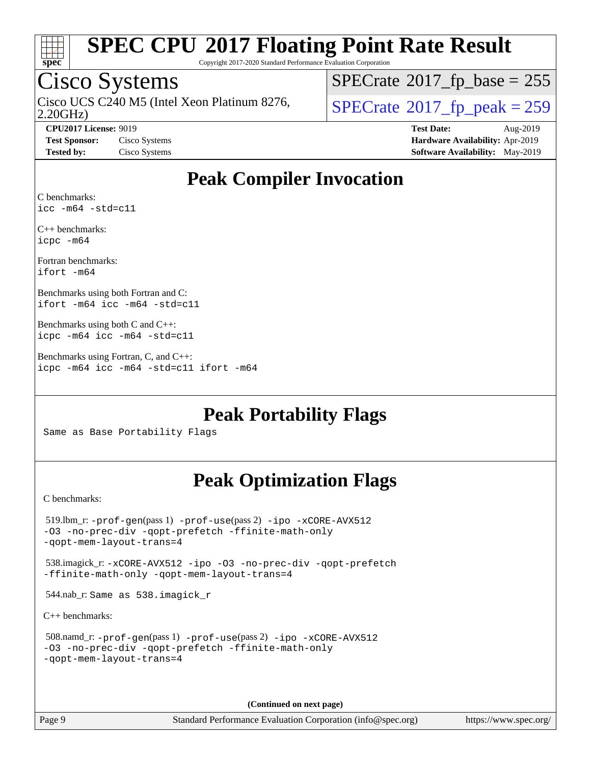# SPEC CPU 2017 Floating Point Rate Result

Copyright 2017-2020 Standard Performance Evaluation Corporation

## Cisco Systems

Cisco UCS C240 M5 (Intel Xeon Platinum 8276, 2.20GHz)

SPECrate 2017_fp_base = 255

SPECrate 2017_fp_peak = 259

**CPU2017 License:** 9019
**Test Sponsor:** Cisco Systems
**Tested by:** Cisco Systems

**Test Date:** Aug-2019
**Hardware Availability:** Apr-2019
**Software Availability:** May-2019

## Peak Compiler Invocation

C benchmarks:
`icc -m64 -std=c11`

C++ benchmarks:
`icpc -m64`

Fortran benchmarks:
`ifort -m64`

Benchmarks using both Fortran and C:
`ifort -m64 icc -m64 -std=c11`

Benchmarks using both C and C++:
`icpc -m64 icc -m64 -std=c11`

Benchmarks using Fortran, C, and C++:
`icpc -m64 icc -m64 -std=c11 ifort -m64`

## Peak Portability Flags

Same as Base Portability Flags

## Peak Optimization Flags

C benchmarks:

519.lbm_r: `-prof-gen`(pass 1) `-prof-use`(pass 2) `-ipo -xCORE-AVX512 -O3 -no-prec-div -qopt-prefetch -ffinite-math-only -qopt-mem-layout-trans=4`

538.imagick_r: `-xCORE-AVX512 -ipo -O3 -no-prec-div -qopt-prefetch -ffinite-math-only -qopt-mem-layout-trans=4`

544.nab_r: Same as 538.imagick_r

C++ benchmarks:

508.namd_r: `-prof-gen`(pass 1) `-prof-use`(pass 2) `-ipo -xCORE-AVX512 -O3 -no-prec-div -qopt-prefetch -ffinite-math-only -qopt-mem-layout-trans=4`

(Continued on next page)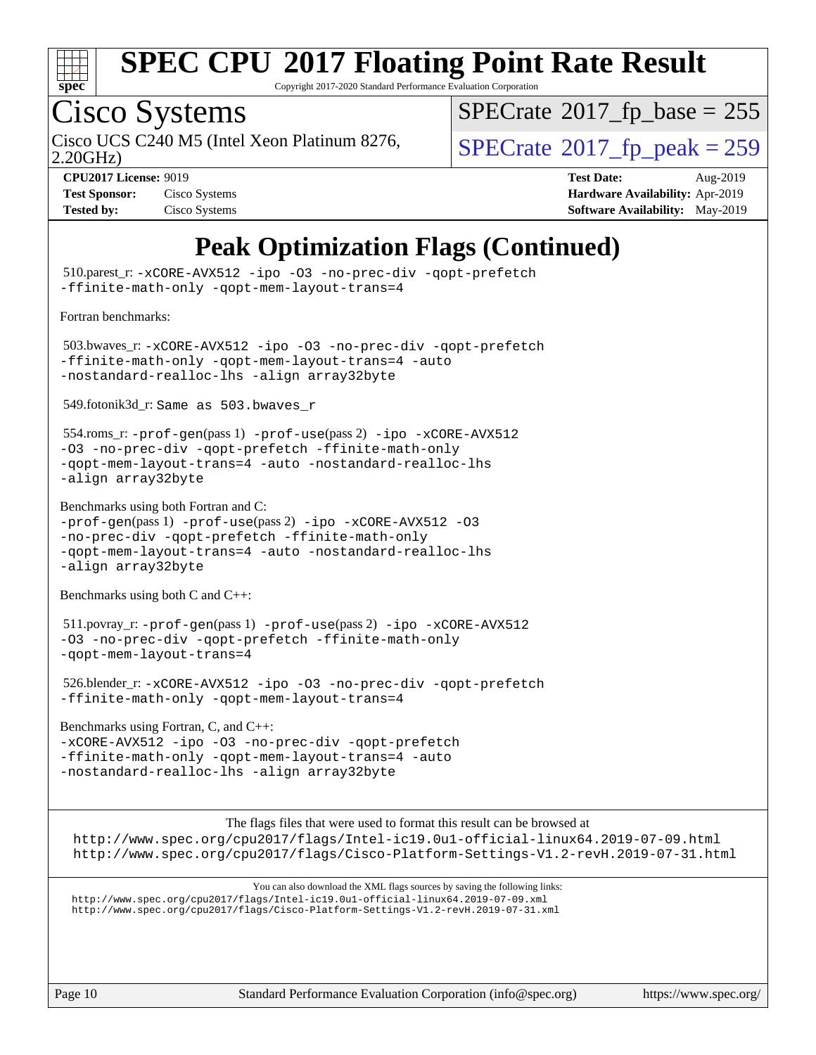Cisco Systems

Cisco UCS C240 M5 (Intel Xeon Platinum 8276, 2.20GHz)

SPECrate 2017_fp_base = 255

SPECrate 2017_fp_peak = 259

**CPU2017 License:** 9019
**Test Sponsor:** Cisco Systems
**Tested by:** Cisco Systems

**Test Date:** Aug-2019
**Hardware Availability:** Apr-2019
**Software Availability:** May-2019

# Peak Optimization Flags (Continued)

510.parest_r: `-xCORE-AVX512 -ipo -O3 -no-prec-div -qopt-prefetch -ffinite-math-only -qopt-mem-layout-trans=4`

Fortran benchmarks:

503.bwaves_r: `-xCORE-AVX512 -ipo -O3 -no-prec-div -qopt-prefetch -ffinite-math-only -qopt-mem-layout-trans=4 -auto -nostandard-realloc-lhs -align array32byte`

549.fotonik3d_r: `Same as 503.bwaves_r`

554.roms_r: `-prof-gen`(pass 1) `-prof-use`(pass 2) `-ipo -xCORE-AVX512 -O3 -no-prec-div -qopt-prefetch -ffinite-math-only -qopt-mem-layout-trans=4 -auto -nostandard-realloc-lhs -align array32byte`

Benchmarks using both Fortran and C:
`-prof-gen`(pass 1) `-prof-use`(pass 2) `-ipo -xCORE-AVX512 -O3 -no-prec-div -qopt-prefetch -ffinite-math-only -qopt-mem-layout-trans=4 -auto -nostandard-realloc-lhs -align array32byte`

Benchmarks using both C and C++:

511.povray_r: `-prof-gen`(pass 1) `-prof-use`(pass 2) `-ipo -xCORE-AVX512 -O3 -no-prec-div -qopt-prefetch -ffinite-math-only -qopt-mem-layout-trans=4`

526.blender_r: `-xCORE-AVX512 -ipo -O3 -no-prec-div -qopt-prefetch -ffinite-math-only -qopt-mem-layout-trans=4`

Benchmarks using Fortran, C, and C++:
`-xCORE-AVX512 -ipo -O3 -no-prec-div -qopt-prefetch -ffinite-math-only -qopt-mem-layout-trans=4 -auto -nostandard-realloc-lhs -align array32byte`

The flags files that were used to format this result can be browsed at
http://www.spec.org/cpu2017/flags/Intel-ic19.0u1-official-linux64.2019-07-09.html
http://www.spec.org/cpu2017/flags/Cisco-Platform-Settings-V1.2-revH.2019-07-31.html

You can also download the XML flags sources by saving the following links:
http://www.spec.org/cpu2017/flags/Intel-ic19.0u1-official-linux64.2019-07-09.xml
http://www.spec.org/cpu2017/flags/Cisco-Platform-Settings-V1.2-revH.2019-07-31.xml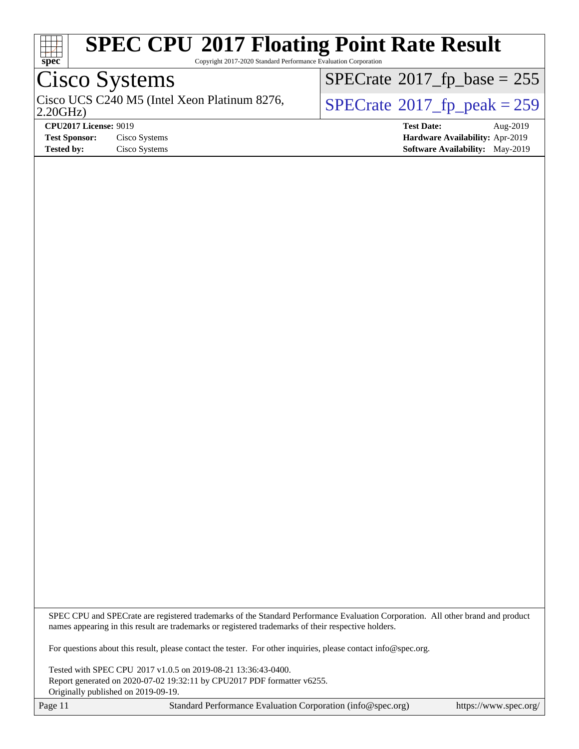SPEC CPU and SPECrate are registered trademarks of the Standard Performance Evaluation Corporation. All other brand and product names appearing in this result are trademarks or registered trademarks of their respective holders.

For questions about this result, please contact the tester. For other inquiries, please contact info@spec.org.

Tested with SPEC CPU 2017 v1.0.5 on 2019-08-21 13:36:43-0400.
Report generated on 2020-07-02 19:32:11 by CPU2017 PDF formatter v6255.
Originally published on 2019-09-19.